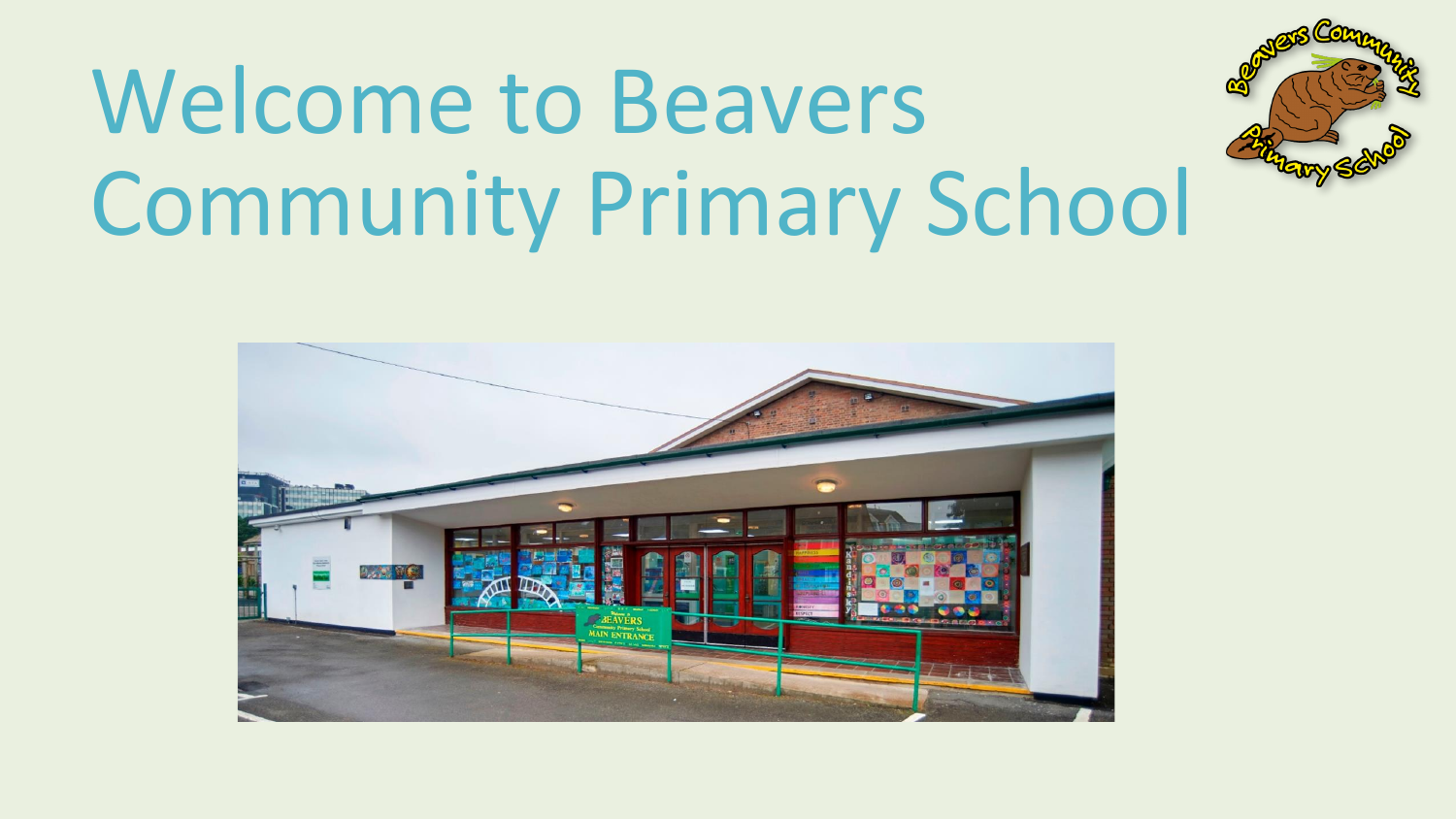# Welcome to Beavers Community Primary School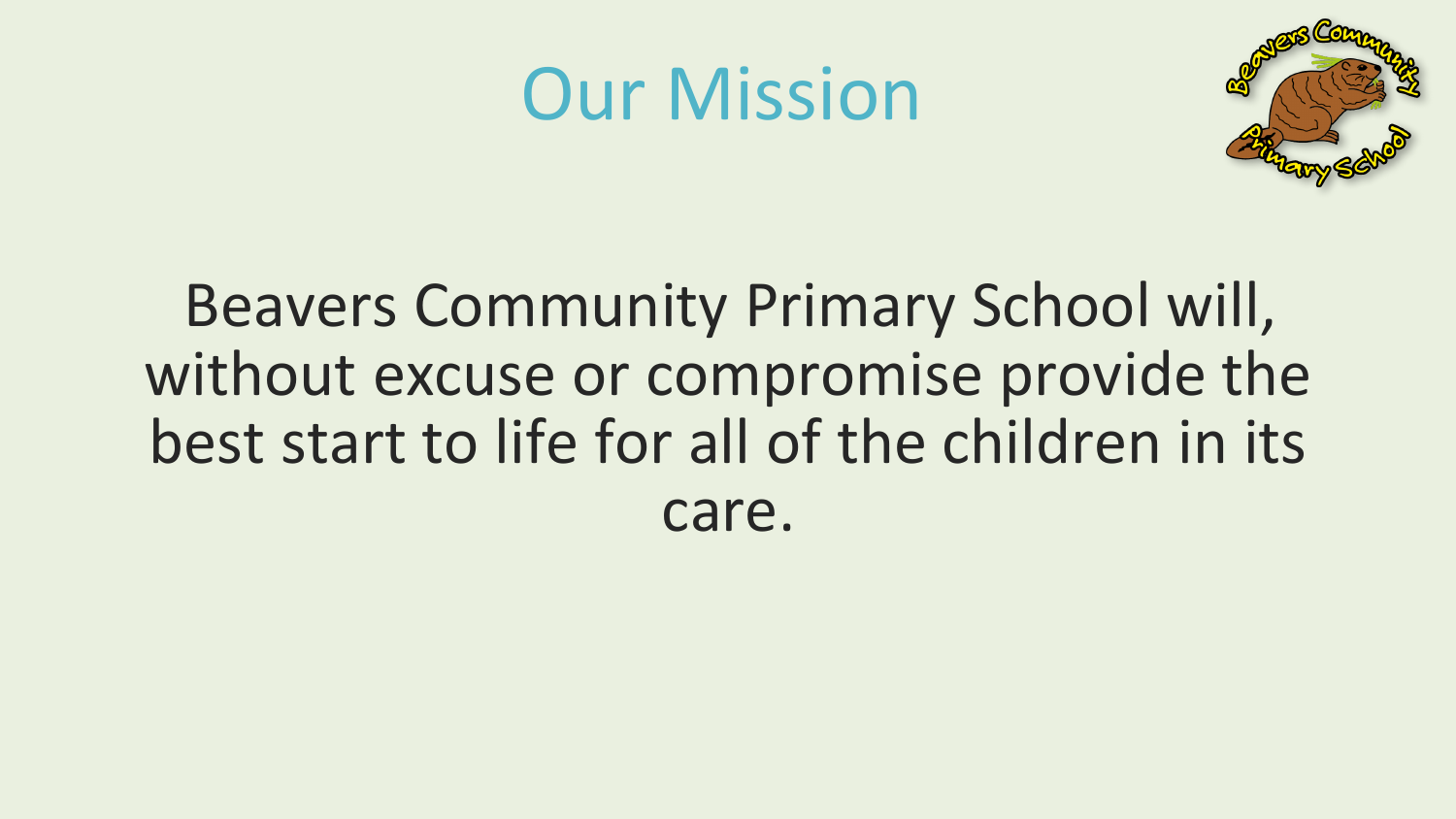# Our Mission

Beavers Community Primary School will, without excuse or compromise provide the best start to life for all of the children in its care.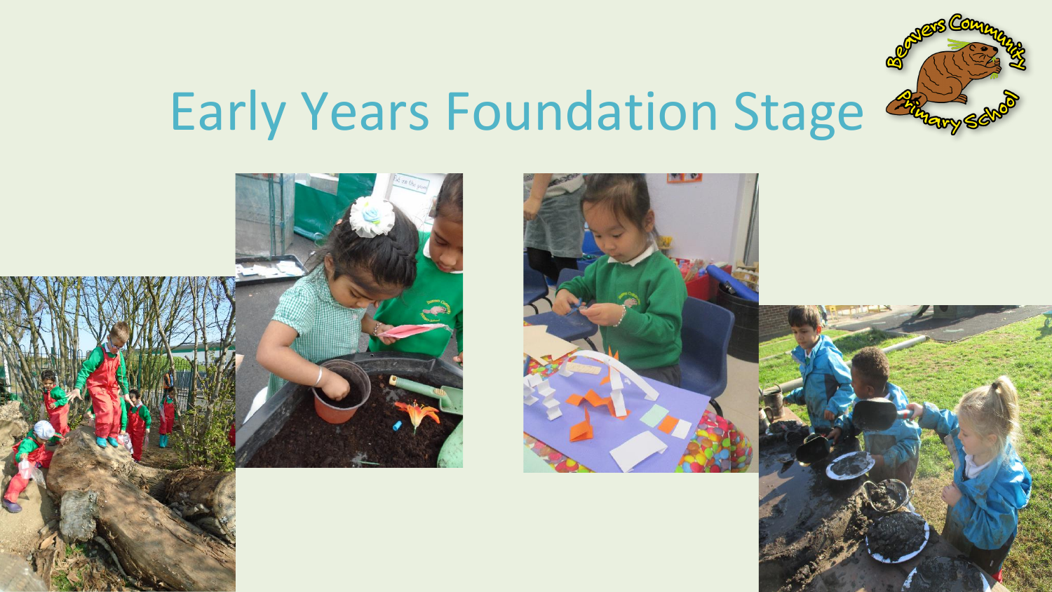# Early Years Foundation Stage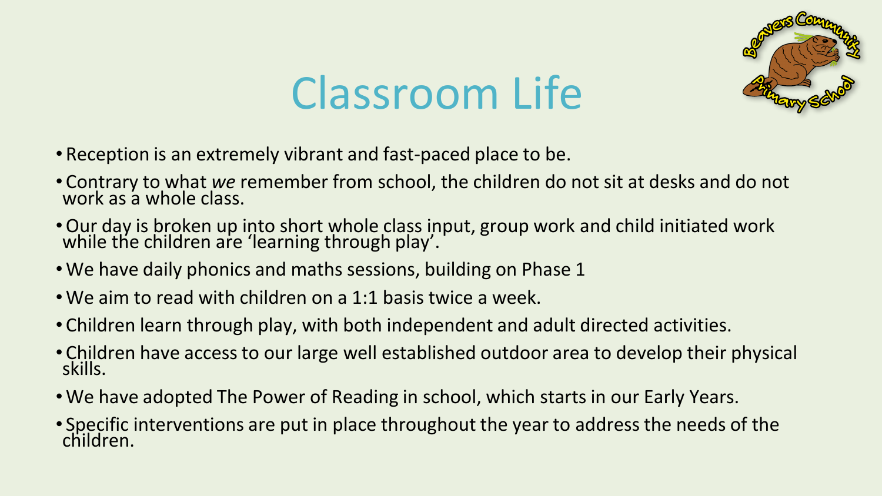# Classroom Life

- Reception is an extremely vibrant and fast-paced place to be.
- Contrary to what *we* remember from school, the children do not sit at desks and do not work as a whole class.
- Our day is broken up into short whole class input, group work and child initiated work while the children are 'learning through play'.
- We have daily phonics and maths sessions, building on Phase 1
- We aim to read with children on a 1:1 basis twice a week.
- Children learn through play, with both independent and adult directed activities.
- Children have access to our large well established outdoor area to develop their physical skills.
- We have adopted The Power of Reading in school, which starts in our Early Years.
- Specific interventions are put in place throughout the year to address the needs of the children.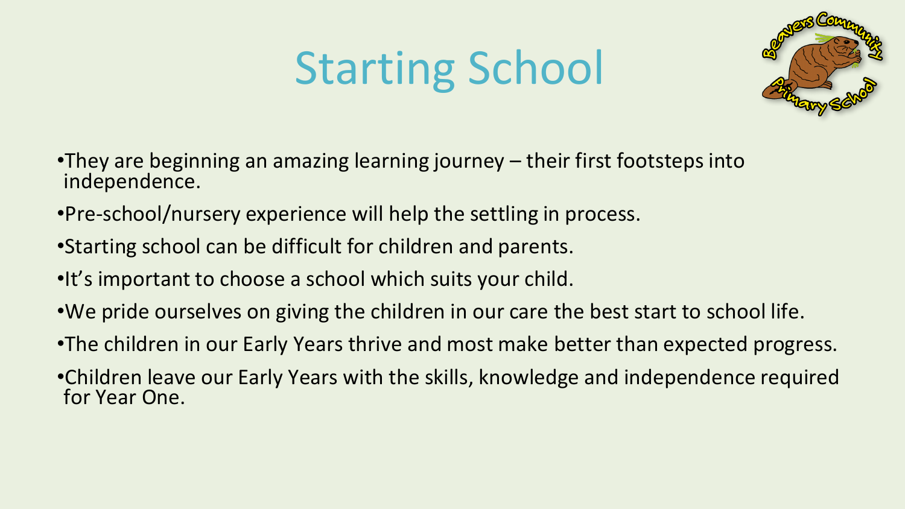# Starting School

- They are beginning an amazing learning journey – their first footsteps into independence.
- Pre-school/nursery experience will help the settling in process.
- Starting school can be difficult for children and parents.
- It's important to choose a school which suits your child.
- We pride ourselves on giving the children in our care the best start to school life.
- The children in our Early Years thrive and most make better than expected progress.
- Children leave our Early Years with the skills, knowledge and independence required for Year One.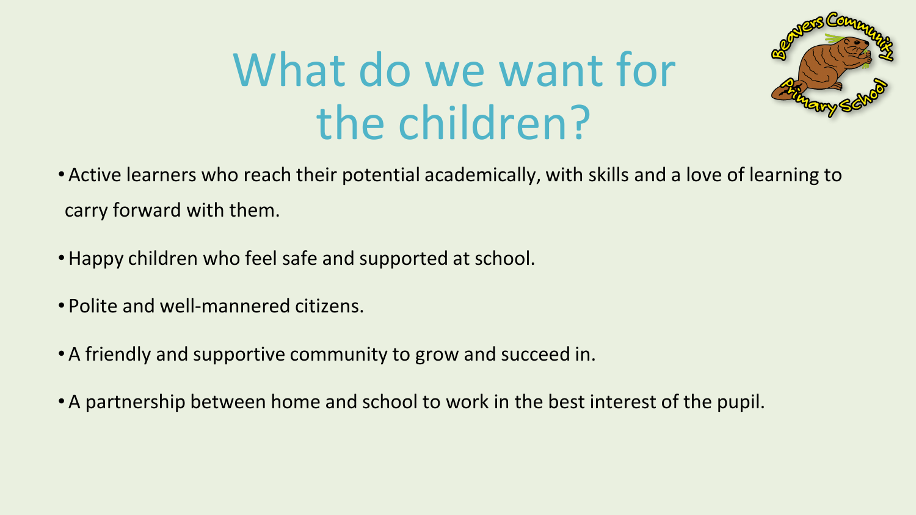# What do we want for the children?

- Active learners who reach their potential academically, with skills and a love of learning to carry forward with them.
- Happy children who feel safe and supported at school.
- Polite and well-mannered citizens.
- A friendly and supportive community to grow and succeed in.
- A partnership between home and school to work in the best interest of the pupil.